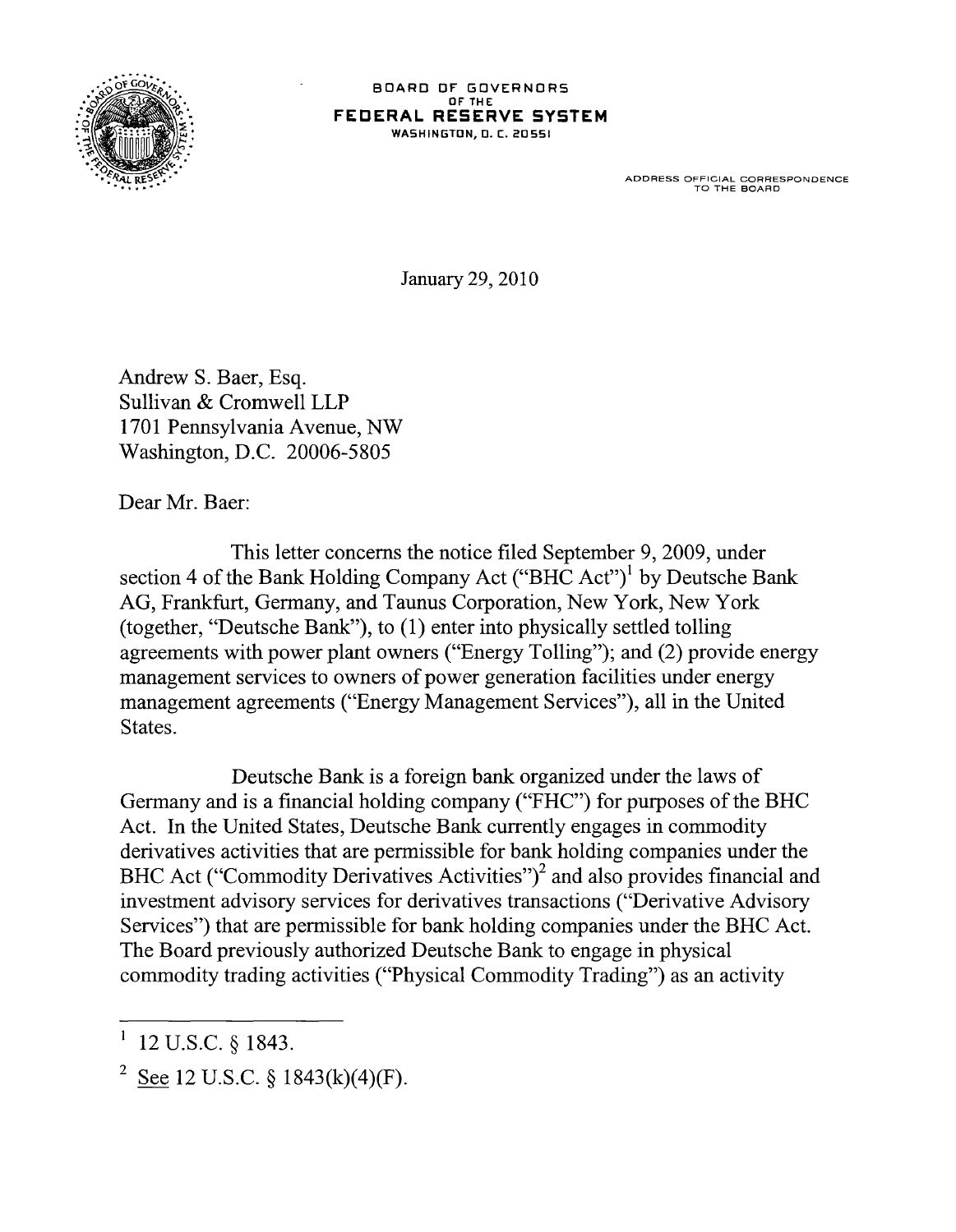BOARD OF GOVERNORS
OF THE
FEDERAL RESERVE SYSTEM
WASHINGTON, D. C. 20551

ADDRESS OFFICIAL CORRESPONDENCE
TO THE BOARD

January 29, 2010

Andrew S. Baer, Esq.
Sullivan & Cromwell LLP
1701 Pennsylvania Avenue, NW
Washington, D.C. 20006-5805

Dear Mr. Baer:

This letter concerns the notice filed September 9, 2009, under section 4 of the Bank Holding Company Act ("BHC Act")[1] by Deutsche Bank AG, Frankfurt, Germany, and Taunus Corporation, New York, New York (together, "Deutsche Bank"), to (1) enter into physically settled tolling agreements with power plant owners ("Energy Tolling"); and (2) provide energy management services to owners of power generation facilities under energy management agreements ("Energy Management Services"), all in the United States.

Deutsche Bank is a foreign bank organized under the laws of Germany and is a financial holding company ("FHC") for purposes of the BHC Act. In the United States, Deutsche Bank currently engages in commodity derivatives activities that are permissible for bank holding companies under the BHC Act ("Commodity Derivatives Activities")[2] and also provides financial and investment advisory services for derivatives transactions ("Derivative Advisory Services") that are permissible for bank holding companies under the BHC Act. The Board previously authorized Deutsche Bank to engage in physical commodity trading activities ("Physical Commodity Trading") as an activity

---

[1] 12 U.S.C. § 1843.

[2] See 12 U.S.C. § 1843(k)(4)(F).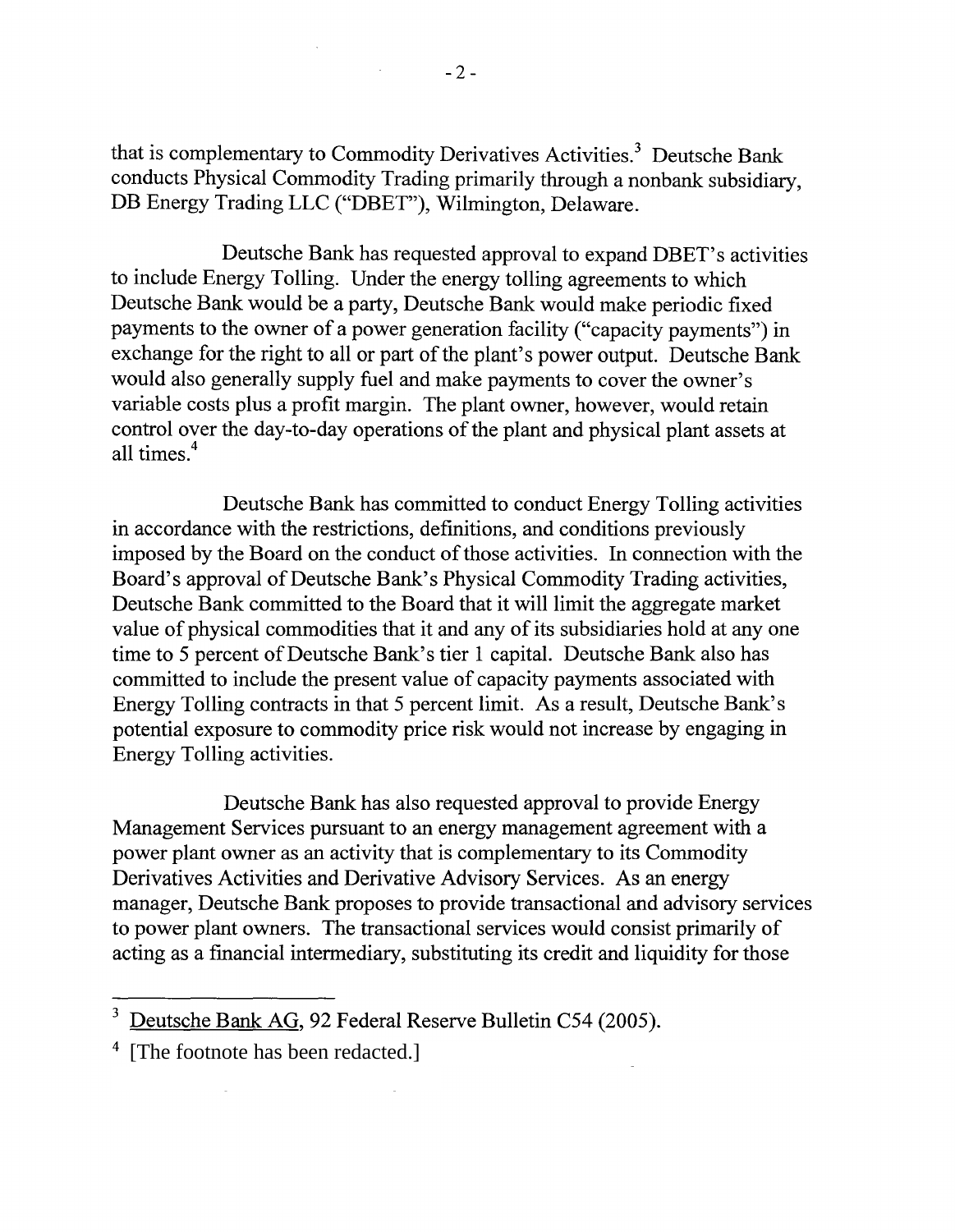that is complementary to Commodity Derivatives Activities.[3] Deutsche Bank conducts Physical Commodity Trading primarily through a nonbank subsidiary, DB Energy Trading LLC ("DBET"), Wilmington, Delaware.

Deutsche Bank has requested approval to expand DBET's activities to include Energy Tolling. Under the energy tolling agreements to which Deutsche Bank would be a party, Deutsche Bank would make periodic fixed payments to the owner of a power generation facility ("capacity payments") in exchange for the right to all or part of the plant's power output. Deutsche Bank would also generally supply fuel and make payments to cover the owner's variable costs plus a profit margin. The plant owner, however, would retain control over the day-to-day operations of the plant and physical plant assets at all times.[4]

Deutsche Bank has committed to conduct Energy Tolling activities in accordance with the restrictions, definitions, and conditions previously imposed by the Board on the conduct of those activities. In connection with the Board's approval of Deutsche Bank's Physical Commodity Trading activities, Deutsche Bank committed to the Board that it will limit the aggregate market value of physical commodities that it and any of its subsidiaries hold at any one time to 5 percent of Deutsche Bank's tier 1 capital. Deutsche Bank also has committed to include the present value of capacity payments associated with Energy Tolling contracts in that 5 percent limit. As a result, Deutsche Bank's potential exposure to commodity price risk would not increase by engaging in Energy Tolling activities.

Deutsche Bank has also requested approval to provide Energy Management Services pursuant to an energy management agreement with a power plant owner as an activity that is complementary to its Commodity Derivatives Activities and Derivative Advisory Services. As an energy manager, Deutsche Bank proposes to provide transactional and advisory services to power plant owners. The transactional services would consist primarily of acting as a financial intermediary, substituting its credit and liquidity for those

---

[3] Deutsche Bank AG, 92 Federal Reserve Bulletin C54 (2005).

[4] [The footnote has been redacted.]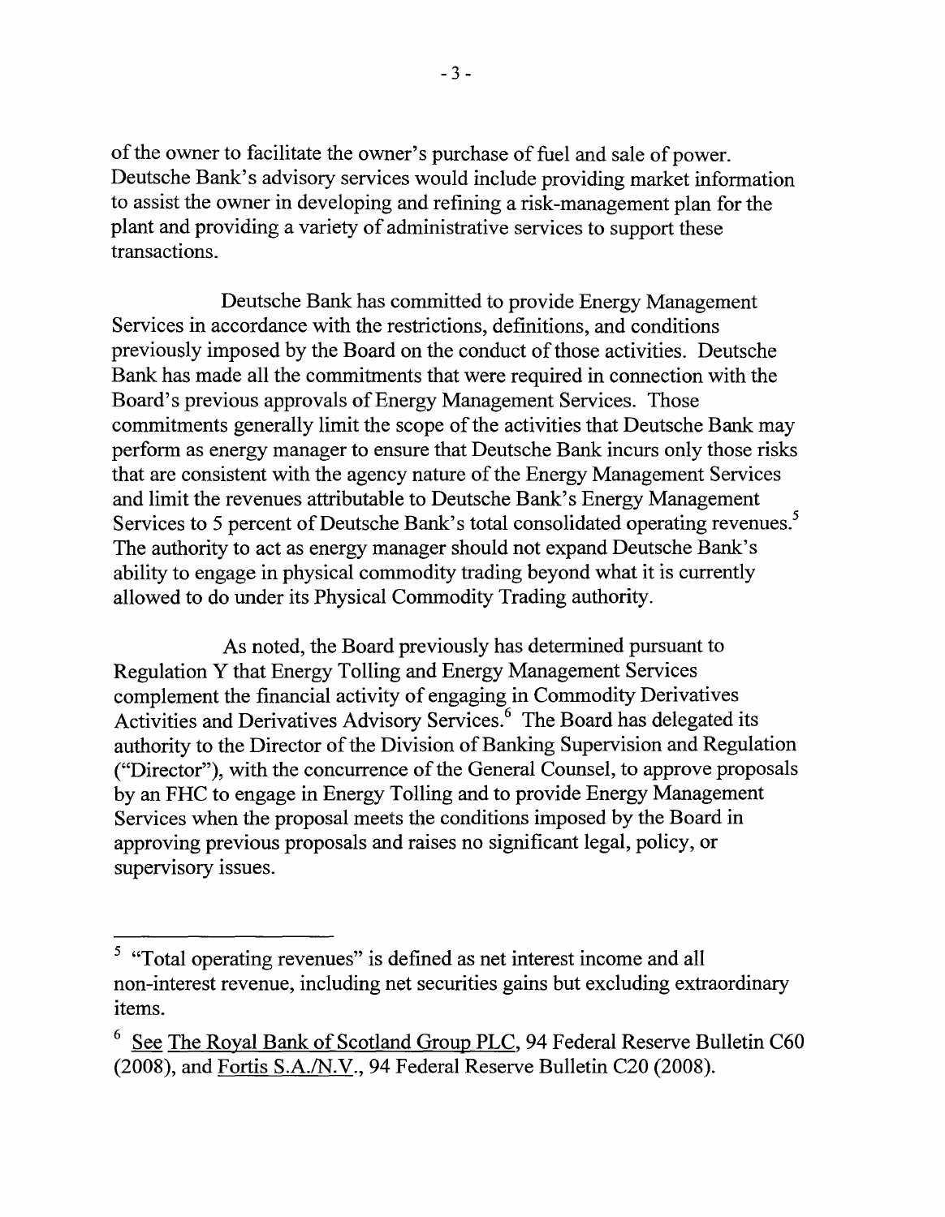of the owner to facilitate the owner's purchase of fuel and sale of power. Deutsche Bank's advisory services would include providing market information to assist the owner in developing and refining a risk-management plan for the plant and providing a variety of administrative services to support these transactions.

Deutsche Bank has committed to provide Energy Management Services in accordance with the restrictions, definitions, and conditions previously imposed by the Board on the conduct of those activities. Deutsche Bank has made all the commitments that were required in connection with the Board's previous approvals of Energy Management Services. Those commitments generally limit the scope of the activities that Deutsche Bank may perform as energy manager to ensure that Deutsche Bank incurs only those risks that are consistent with the agency nature of the Energy Management Services and limit the revenues attributable to Deutsche Bank's Energy Management Services to 5 percent of Deutsche Bank's total consolidated operating revenues.[5] The authority to act as energy manager should not expand Deutsche Bank's ability to engage in physical commodity trading beyond what it is currently allowed to do under its Physical Commodity Trading authority.

As noted, the Board previously has determined pursuant to Regulation Y that Energy Tolling and Energy Management Services complement the financial activity of engaging in Commodity Derivatives Activities and Derivatives Advisory Services.[6] The Board has delegated its authority to the Director of the Division of Banking Supervision and Regulation ("Director"), with the concurrence of the General Counsel, to approve proposals by an FHC to engage in Energy Tolling and to provide Energy Management Services when the proposal meets the conditions imposed by the Board in approving previous proposals and raises no significant legal, policy, or supervisory issues.

---

[5] "Total operating revenues" is defined as net interest income and all non-interest revenue, including net securities gains but excluding extraordinary items.

[6] See The Royal Bank of Scotland Group PLC, 94 Federal Reserve Bulletin C60 (2008), and Fortis S.A./N.V., 94 Federal Reserve Bulletin C20 (2008).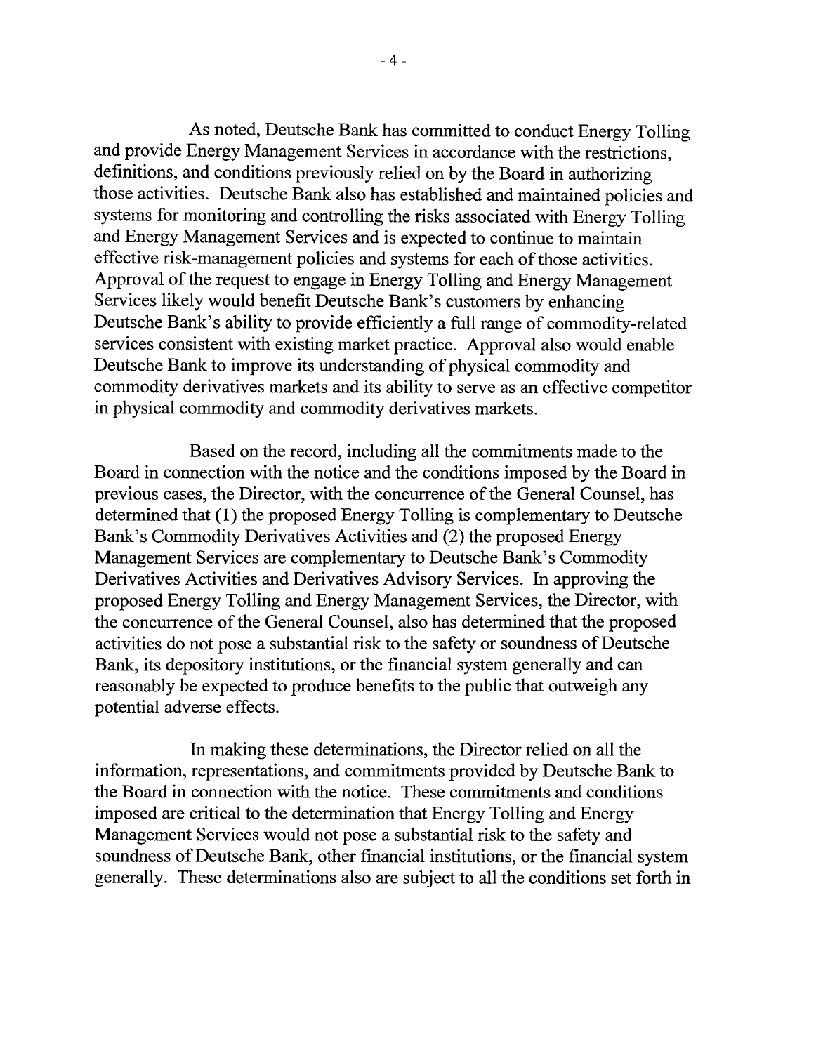As noted, Deutsche Bank has committed to conduct Energy Tolling and provide Energy Management Services in accordance with the restrictions, definitions, and conditions previously relied on by the Board in authorizing those activities. Deutsche Bank also has established and maintained policies and systems for monitoring and controlling the risks associated with Energy Tolling and Energy Management Services and is expected to continue to maintain effective risk-management policies and systems for each of those activities. Approval of the request to engage in Energy Tolling and Energy Management Services likely would benefit Deutsche Bank's customers by enhancing Deutsche Bank's ability to provide efficiently a full range of commodity-related services consistent with existing market practice. Approval also would enable Deutsche Bank to improve its understanding of physical commodity and commodity derivatives markets and its ability to serve as an effective competitor in physical commodity and commodity derivatives markets.

Based on the record, including all the commitments made to the Board in connection with the notice and the conditions imposed by the Board in previous cases, the Director, with the concurrence of the General Counsel, has determined that (1) the proposed Energy Tolling is complementary to Deutsche Bank's Commodity Derivatives Activities and (2) the proposed Energy Management Services are complementary to Deutsche Bank's Commodity Derivatives Activities and Derivatives Advisory Services. In approving the proposed Energy Tolling and Energy Management Services, the Director, with the concurrence of the General Counsel, also has determined that the proposed activities do not pose a substantial risk to the safety or soundness of Deutsche Bank, its depository institutions, or the financial system generally and can reasonably be expected to produce benefits to the public that outweigh any potential adverse effects.

In making these determinations, the Director relied on all the information, representations, and commitments provided by Deutsche Bank to the Board in connection with the notice. These commitments and conditions imposed are critical to the determination that Energy Tolling and Energy Management Services would not pose a substantial risk to the safety and soundness of Deutsche Bank, other financial institutions, or the financial system generally. These determinations also are subject to all the conditions set forth in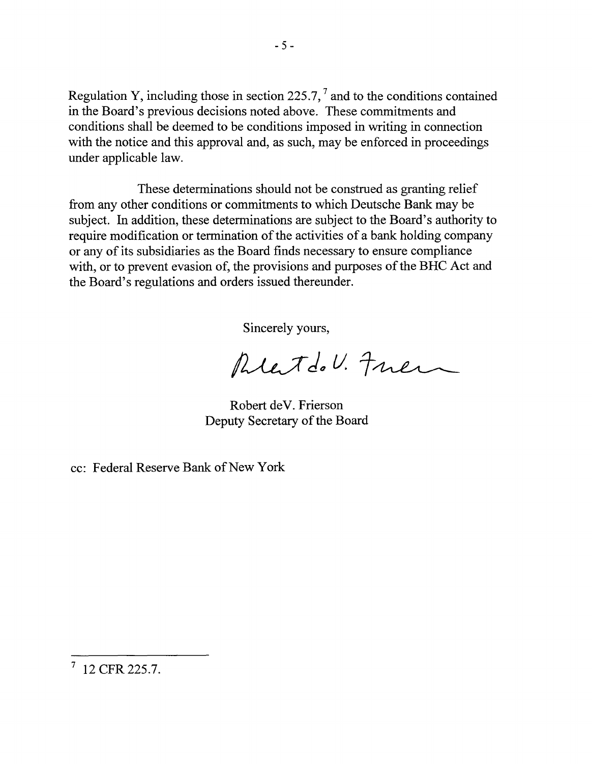Regulation Y, including those in section 225.7,[7] and to the conditions contained in the Board's previous decisions noted above. These commitments and conditions shall be deemed to be conditions imposed in writing in connection with the notice and this approval and, as such, may be enforced in proceedings under applicable law.

These determinations should not be construed as granting relief from any other conditions or commitments to which Deutsche Bank may be subject. In addition, these determinations are subject to the Board's authority to require modification or termination of the activities of a bank holding company or any of its subsidiaries as the Board finds necessary to ensure compliance with, or to prevent evasion of, the provisions and purposes of the BHC Act and the Board's regulations and orders issued thereunder.

Sincerely yours,

Robert deV. Frierson
Deputy Secretary of the Board

cc: Federal Reserve Bank of New York

---

[7] 12 CFR 225.7.